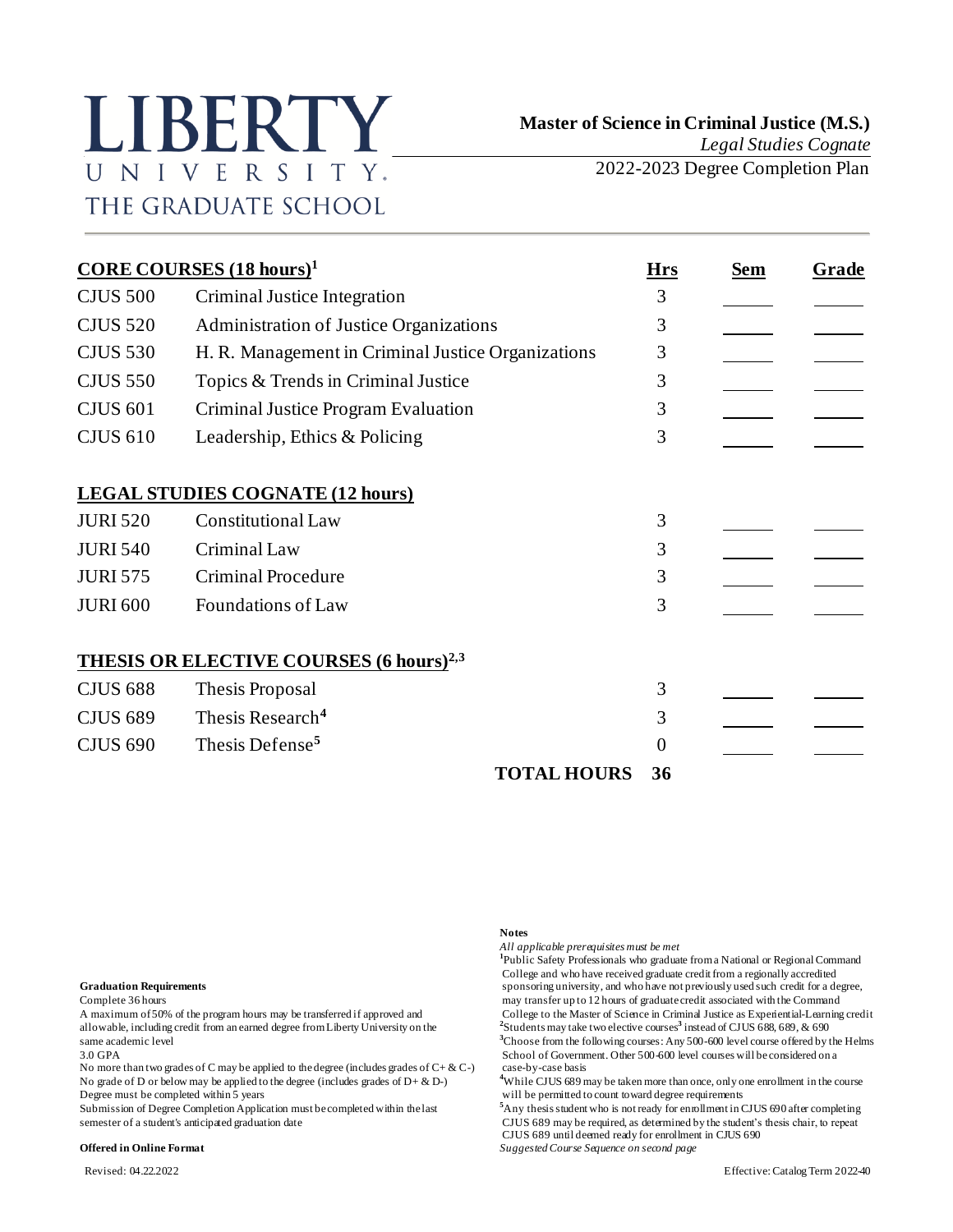# LIBERTY UNIVERSITY
## THE GRADUATE SCHOOL

**Master of Science in Criminal Justice (M.S.)**
*Legal Studies Cognate*
2022-2023 Degree Completion Plan

| CORE COURSES (18 hours)[1] | | Hrs | Sem | Grade |
|---|---|---|---|---|
| CJUS 500 | Criminal Justice Integration | 3 | | |
| CJUS 520 | Administration of Justice Organizations | 3 | | |
| CJUS 530 | H. R. Management in Criminal Justice Organizations | 3 | | |
| CJUS 550 | Topics & Trends in Criminal Justice | 3 | | |
| CJUS 601 | Criminal Justice Program Evaluation | 3 | | |
| CJUS 610 | Leadership, Ethics & Policing | 3 | | |
| **LEGAL STUDIES COGNATE (12 hours)** | | | | |
| JURI 520 | Constitutional Law | 3 | | |
| JURI 540 | Criminal Law | 3 | | |
| JURI 575 | Criminal Procedure | 3 | | |
| JURI 600 | Foundations of Law | 3 | | |
| **THESIS OR ELECTIVE COURSES (6 hours)[2,3]** | | | | |
| CJUS 688 | Thesis Proposal | 3 | | |
| CJUS 689 | Thesis Research[4] | 3 | | |
| CJUS 690 | Thesis Defense[5] | 0 | | |
| | **TOTAL HOURS** | **36** | | |

**Graduation Requirements**

Complete 36 hours
A maximum of 50% of the program hours may be transferred if approved and allowable, including credit from an earned degree from Liberty University on the same academic level
3.0 GPA
No more than two grades of C may be applied to the degree (includes grades of C+ & C-)
No grade of D or below may be applied to the degree (includes grades of D+ & D-)
Degree must be completed within 5 years
Submission of Degree Completion Application must be completed within the last semester of a student's anticipated graduation date

**Offered in Online Format**

**Notes**

*All applicable prerequisites must be met*

[1]Public Safety Professionals who graduate from a National or Regional Command College and who have received graduate credit from a regionally accredited sponsoring university, and who have not previously used such credit for a degree, may transfer up to 12 hours of graduate credit associated with the Command College to the Master of Science in Criminal Justice as Experiential-Learning credit

[2]Students may take two elective courses[3] instead of CJUS 688, 689, & 690

[3]Choose from the following courses: Any 500-600 level course offered by the Helms School of Government. Other 500-600 level courses will be considered on a case-by-case basis

[4]While CJUS 689 may be taken more than once, only one enrollment in the course will be permitted to count toward degree requirements

[5]Any thesis student who is not ready for enrollment in CJUS 690 after completing CJUS 689 may be required, as determined by the student's thesis chair, to repeat CJUS 689 until deemed ready for enrollment in CJUS 690

*Suggested Course Sequence on second page*

Revised: 04.22.2022

Effective: Catalog Term 2022-40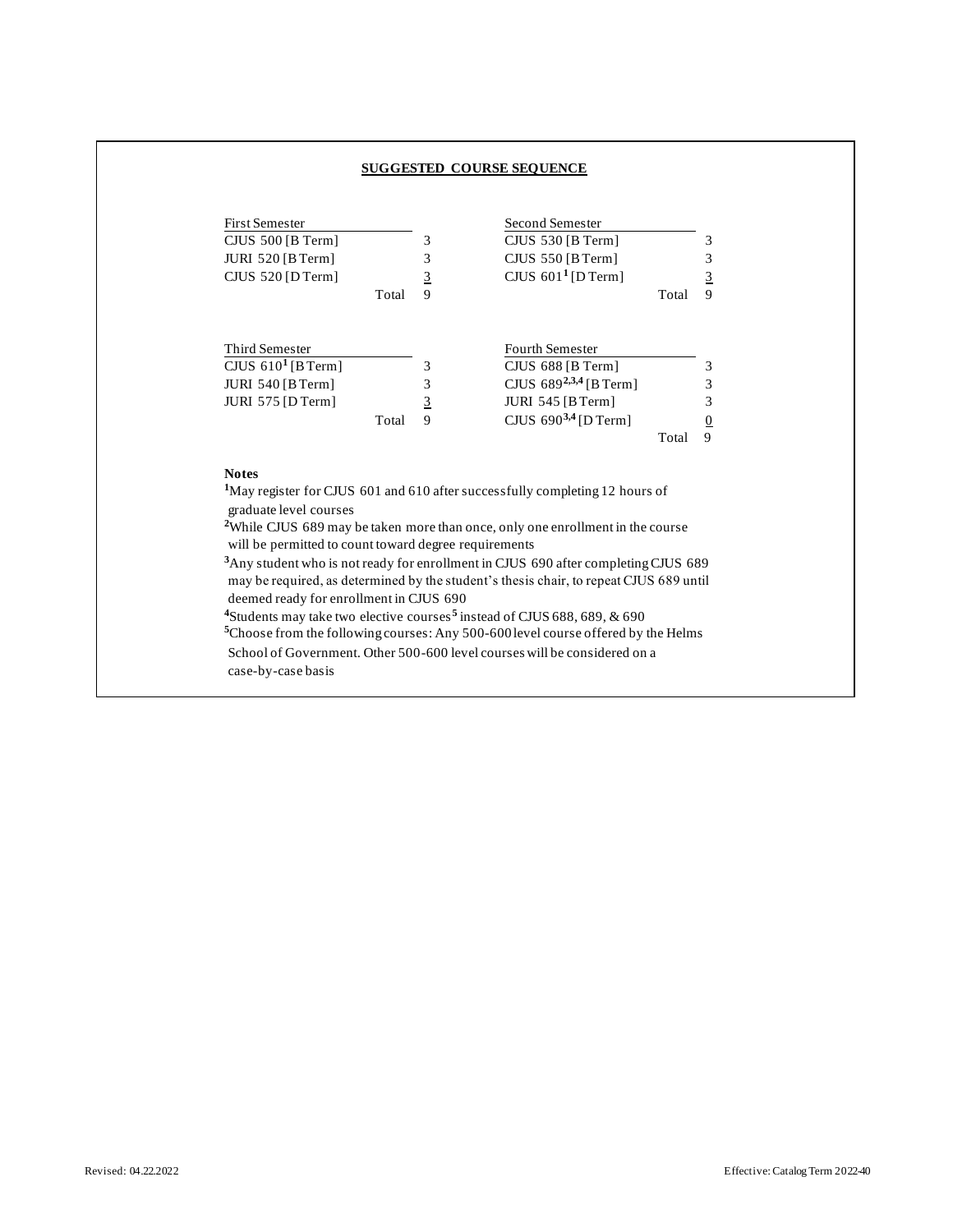## SUGGESTED COURSE SEQUENCE

| First Semester | | Second Semester | |
|---|---|---|---|
| CJUS 500 [B Term] | 3 | CJUS 530 [B Term] | 3 |
| JURI 520 [B Term] | 3 | CJUS 550 [B Term] | 3 |
| CJUS 520 [D Term] | 3 | CJUS 601[1] [D Term] | 3 |
| Total | 9 | Total | 9 |

| Third Semester | | Fourth Semester | |
|---|---|---|---|
| CJUS 610[1] [B Term] | 3 | CJUS 688 [B Term] | 3 |
| JURI 540 [B Term] | 3 | CJUS 689[2,3,4] [B Term] | 3 |
| JURI 575 [D Term] | 3 | JURI 545 [B Term] | 3 |
| Total | 9 | CJUS 690[3,4] [D Term] | 0 |
| | | Total | 9 |

**Notes**

[1]May register for CJUS 601 and 610 after successfully completing 12 hours of graduate level courses

[2]While CJUS 689 may be taken more than once, only one enrollment in the course will be permitted to count toward degree requirements

[3]Any student who is not ready for enrollment in CJUS 690 after completing CJUS 689 may be required, as determined by the student's thesis chair, to repeat CJUS 689 until deemed ready for enrollment in CJUS 690

[4]Students may take two elective courses[5] instead of CJUS 688, 689, & 690

[5]Choose from the following courses: Any 500-600 level course offered by the Helms School of Government. Other 500-600 level courses will be considered on a case-by-case basis

Revised: 04.22.2022

Effective: Catalog Term 2022-40